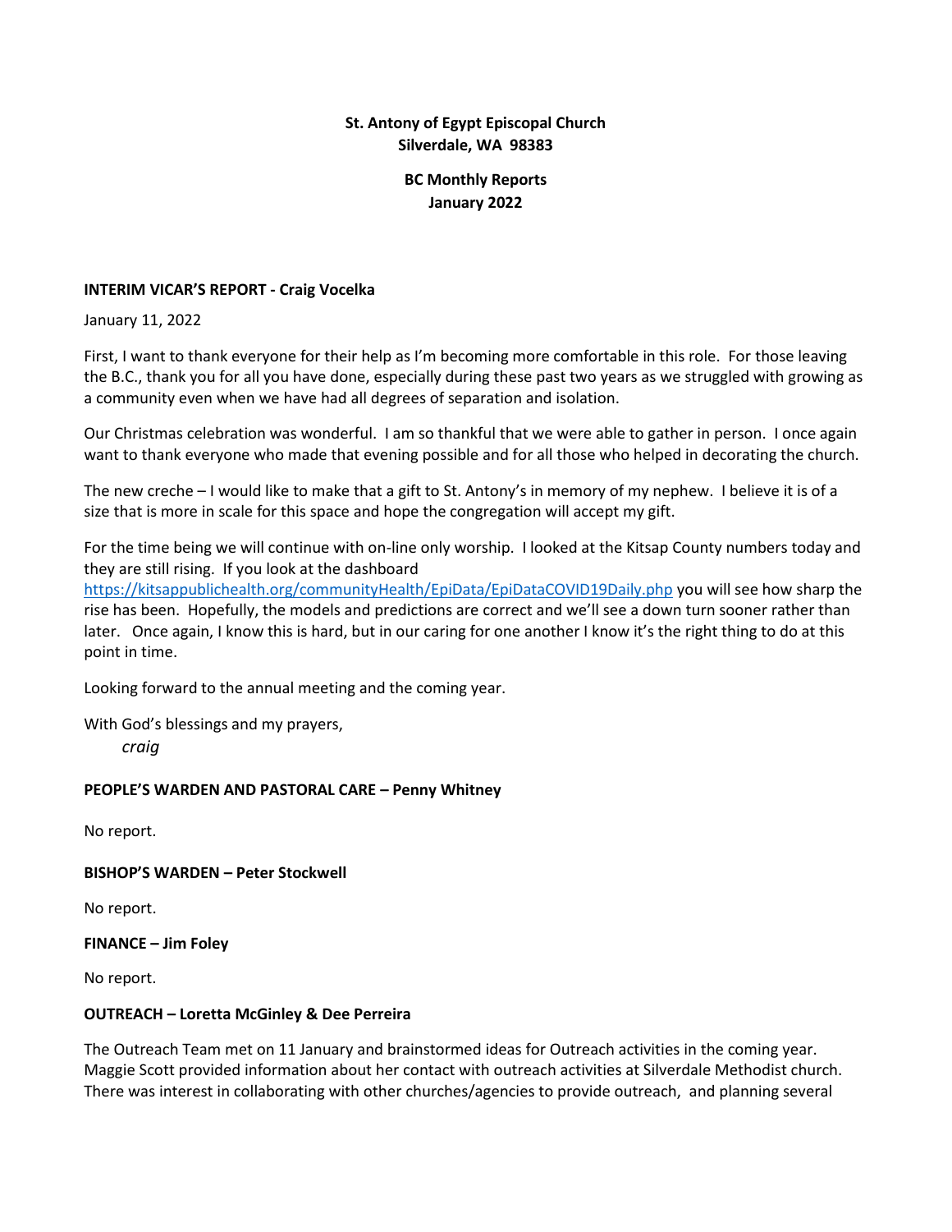**St. Antony of Egypt Episcopal Church**
**Silverdale, WA 98383**

**BC Monthly Reports**
**January 2022**

## INTERIM VICAR'S REPORT - Craig Vocelka

January 11, 2022

First, I want to thank everyone for their help as I'm becoming more comfortable in this role. For those leaving the B.C., thank you for all you have done, especially during these past two years as we struggled with growing as a community even when we have had all degrees of separation and isolation.

Our Christmas celebration was wonderful. I am so thankful that we were able to gather in person. I once again want to thank everyone who made that evening possible and for all those who helped in decorating the church.

The new creche – I would like to make that a gift to St. Antony's in memory of my nephew. I believe it is of a size that is more in scale for this space and hope the congregation will accept my gift.

For the time being we will continue with on-line only worship. I looked at the Kitsap County numbers today and they are still rising. If you look at the dashboard https://kitsappublichealth.org/communityHealth/EpiData/EpiDataCOVID19Daily.php you will see how sharp the rise has been. Hopefully, the models and predictions are correct and we'll see a down turn sooner rather than later. Once again, I know this is hard, but in our caring for one another I know it's the right thing to do at this point in time.

Looking forward to the annual meeting and the coming year.

With God's blessings and my prayers,
*craig*

## PEOPLE'S WARDEN AND PASTORAL CARE – Penny Whitney

No report.

## BISHOP'S WARDEN – Peter Stockwell

No report.

## FINANCE – Jim Foley

No report.

## OUTREACH – Loretta McGinley & Dee Perreira

The Outreach Team met on 11 January and brainstormed ideas for Outreach activities in the coming year. Maggie Scott provided information about her contact with outreach activities at Silverdale Methodist church. There was interest in collaborating with other churches/agencies to provide outreach, and planning several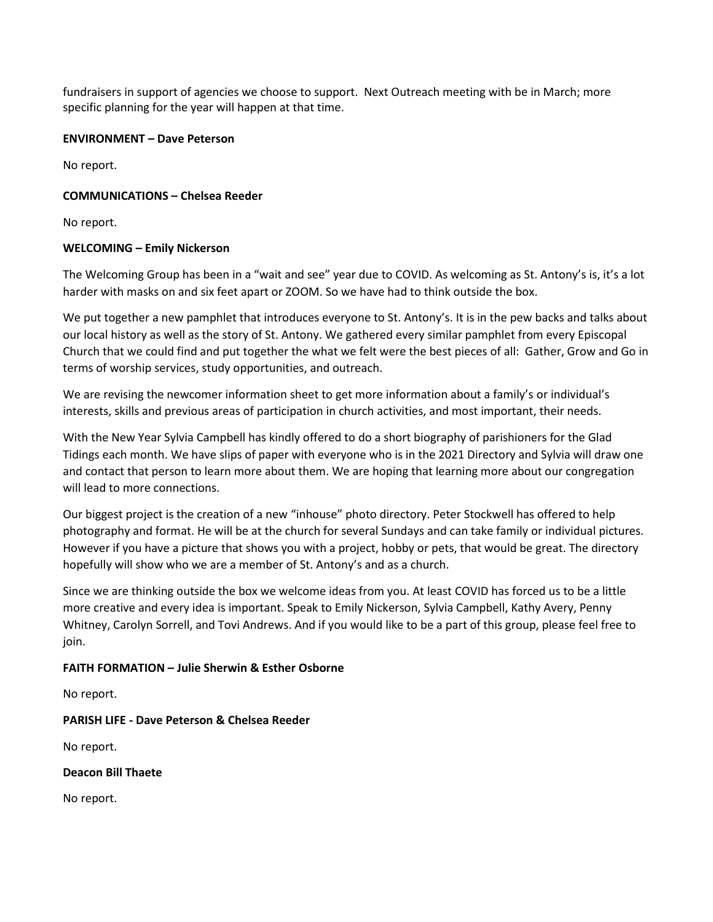fundraisers in support of agencies we choose to support. Next Outreach meeting with be in March; more specific planning for the year will happen at that time.

**ENVIRONMENT – Dave Peterson**

No report.

**COMMUNICATIONS – Chelsea Reeder**

No report.

**WELCOMING – Emily Nickerson**

The Welcoming Group has been in a "wait and see" year due to COVID. As welcoming as St. Antony's is, it's a lot harder with masks on and six feet apart or ZOOM. So we have had to think outside the box.

We put together a new pamphlet that introduces everyone to St. Antony's. It is in the pew backs and talks about our local history as well as the story of St. Antony. We gathered every similar pamphlet from every Episcopal Church that we could find and put together the what we felt were the best pieces of all: Gather, Grow and Go in terms of worship services, study opportunities, and outreach.

We are revising the newcomer information sheet to get more information about a family's or individual's interests, skills and previous areas of participation in church activities, and most important, their needs.

With the New Year Sylvia Campbell has kindly offered to do a short biography of parishioners for the Glad Tidings each month. We have slips of paper with everyone who is in the 2021 Directory and Sylvia will draw one and contact that person to learn more about them. We are hoping that learning more about our congregation will lead to more connections.

Our biggest project is the creation of a new "inhouse" photo directory. Peter Stockwell has offered to help photography and format. He will be at the church for several Sundays and can take family or individual pictures. However if you have a picture that shows you with a project, hobby or pets, that would be great. The directory hopefully will show who we are a member of St. Antony's and as a church.

Since we are thinking outside the box we welcome ideas from you. At least COVID has forced us to be a little more creative and every idea is important. Speak to Emily Nickerson, Sylvia Campbell, Kathy Avery, Penny Whitney, Carolyn Sorrell, and Tovi Andrews. And if you would like to be a part of this group, please feel free to join.

**FAITH FORMATION – Julie Sherwin & Esther Osborne**

No report.

**PARISH LIFE - Dave Peterson & Chelsea Reeder**

No report.

**Deacon Bill Thaete**

No report.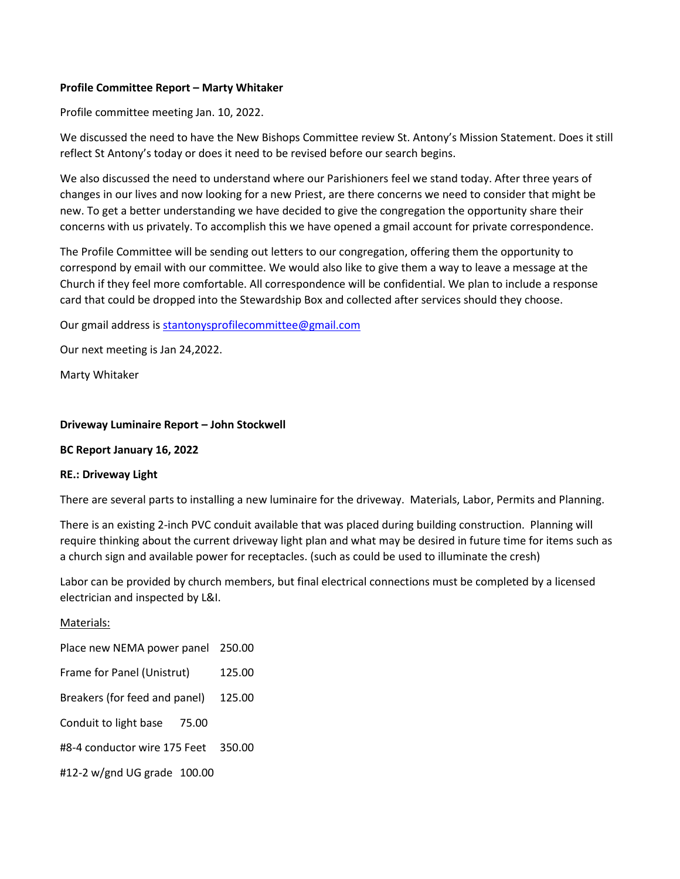**Profile Committee Report – Marty Whitaker**

Profile committee meeting Jan. 10, 2022.

We discussed the need to have the New Bishops Committee review St. Antony's Mission Statement. Does it still reflect St Antony's today or does it need to be revised before our search begins.

We also discussed the need to understand where our Parishioners feel we stand today. After three years of changes in our lives and now looking for a new Priest, are there concerns we need to consider that might be new. To get a better understanding we have decided to give the congregation the opportunity share their concerns with us privately. To accomplish this we have opened a gmail account for private correspondence.

The Profile Committee will be sending out letters to our congregation, offering them the opportunity to correspond by email with our committee. We would also like to give them a way to leave a message at the Church if they feel more comfortable. All correspondence will be confidential. We plan to include a response card that could be dropped into the Stewardship Box and collected after services should they choose.

Our gmail address is stantonysprofilecommittee@gmail.com

Our next meeting is Jan 24,2022.

Marty Whitaker

**Driveway Luminaire Report – John Stockwell**

**BC Report January 16, 2022**

**RE.: Driveway Light**

There are several parts to installing a new luminaire for the driveway. Materials, Labor, Permits and Planning.

There is an existing 2-inch PVC conduit available that was placed during building construction. Planning will require thinking about the current driveway light plan and what may be desired in future time for items such as a church sign and available power for receptacles. (such as could be used to illuminate the cresh)

Labor can be provided by church members, but final electrical connections must be completed by a licensed electrician and inspected by L&I.

<u>Materials:</u>

Place new NEMA power panel 250.00

Frame for Panel (Unistrut) 125.00

Breakers (for feed and panel) 125.00

Conduit to light base 75.00

#8-4 conductor wire 175 Feet 350.00

#12-2 w/gnd UG grade 100.00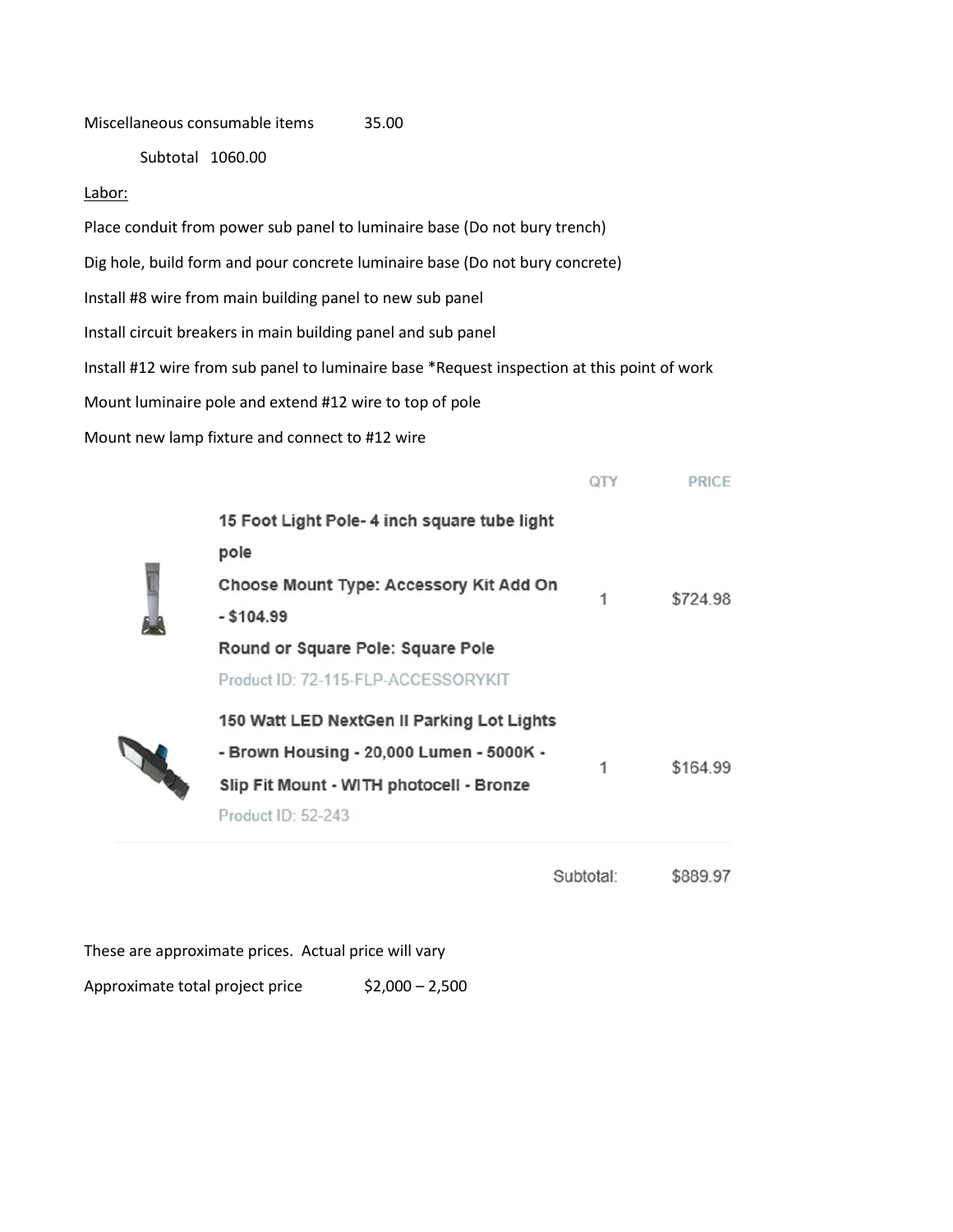Miscellaneous consumable items 35.00

Subtotal 1060.00

<u>Labor:</u>

Place conduit from power sub panel to luminaire base (Do not bury trench)

Dig hole, build form and pour concrete luminaire base (Do not bury concrete)

Install #8 wire from main building panel to new sub panel

Install circuit breakers in main building panel and sub panel

Install #12 wire from sub panel to luminaire base *Request inspection at this point of work

Mount luminaire pole and extend #12 wire to top of pole

Mount new lamp fixture and connect to #12 wire

| | QTY | PRICE |
|---|---|---|
| **15 Foot Light Pole- 4 inch square tube light pole**<br>**Choose Mount Type: Accessory Kit Add On - $104.99**<br>**Round or Square Pole: Square Pole**<br>Product ID: 72-115-FLP-ACCESSORYKIT | 1 | $724.98 |
| **150 Watt LED NextGen II Parking Lot Lights - Brown Housing - 20,000 Lumen - 5000K - Slip Fit Mount - WITH photocell - Bronze**<br>Product ID: 52-243 | 1 | $164.99 |
| | Subtotal: | $889.97 |

These are approximate prices. Actual price will vary

Approximate total project price $2,000 – 2,500